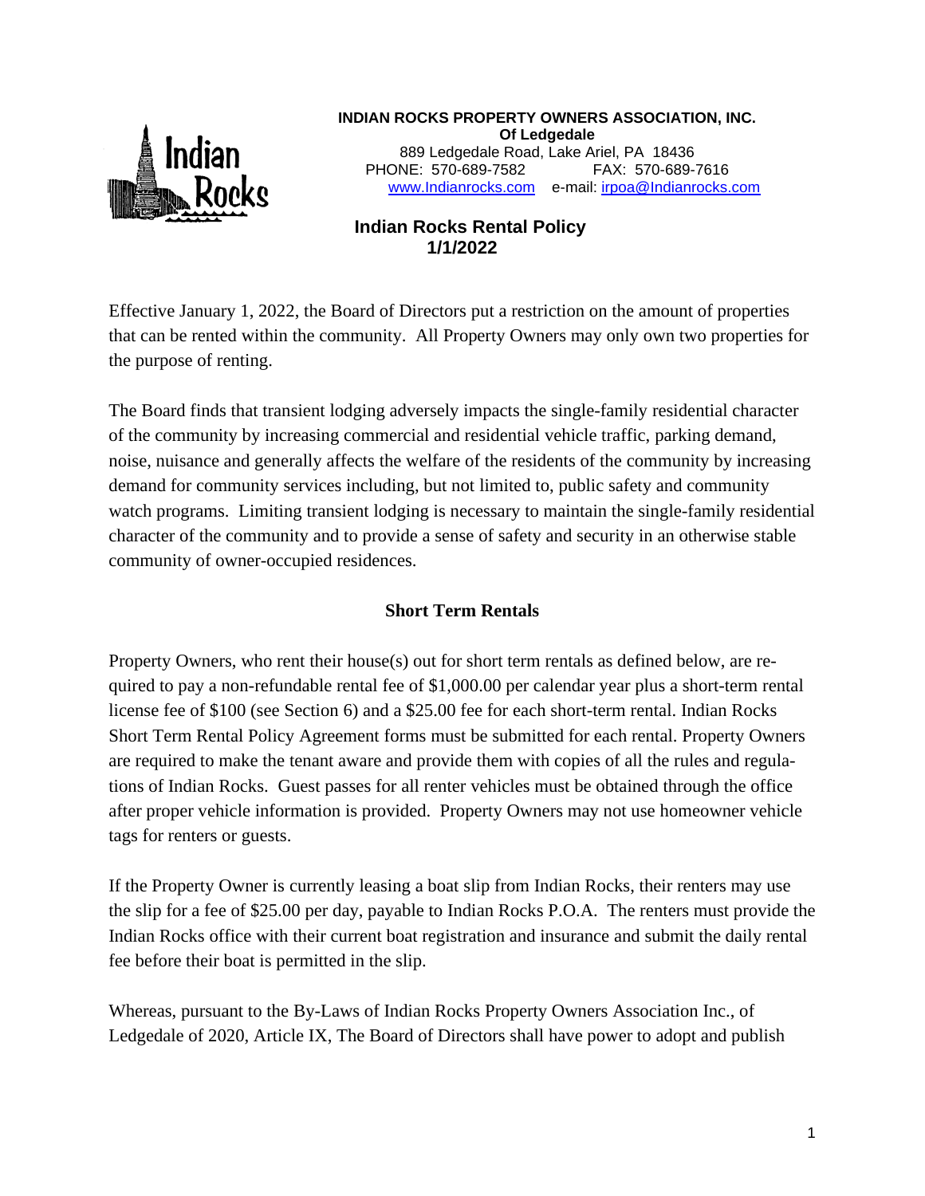**INDIAN ROCKS PROPERTY OWNERS ASSOCIATION, INC.**
**Of Ledgedale**
889 Ledgedale Road, Lake Ariel, PA 18436
PHONE: 570-689-7582 FAX: 570-689-7616
www.Indianrocks.com e-mail: irpoa@Indianrocks.com

# Indian Rocks Rental Policy 1/1/2022

Effective January 1, 2022, the Board of Directors put a restriction on the amount of properties that can be rented within the community. All Property Owners may only own two properties for the purpose of renting.

The Board finds that transient lodging adversely impacts the single-family residential character of the community by increasing commercial and residential vehicle traffic, parking demand, noise, nuisance and generally affects the welfare of the residents of the community by increasing demand for community services including, but not limited to, public safety and community watch programs. Limiting transient lodging is necessary to maintain the single-family residential character of the community and to provide a sense of safety and security in an otherwise stable community of owner-occupied residences.

## Short Term Rentals

Property Owners, who rent their house(s) out for short term rentals as defined below, are required to pay a non-refundable rental fee of $1,000.00 per calendar year plus a short-term rental license fee of $100 (see Section 6) and a $25.00 fee for each short-term rental. Indian Rocks Short Term Rental Policy Agreement forms must be submitted for each rental. Property Owners are required to make the tenant aware and provide them with copies of all the rules and regulations of Indian Rocks. Guest passes for all renter vehicles must be obtained through the office after proper vehicle information is provided. Property Owners may not use homeowner vehicle tags for renters or guests.

If the Property Owner is currently leasing a boat slip from Indian Rocks, their renters may use the slip for a fee of $25.00 per day, payable to Indian Rocks P.O.A. The renters must provide the Indian Rocks office with their current boat registration and insurance and submit the daily rental fee before their boat is permitted in the slip.

Whereas, pursuant to the By-Laws of Indian Rocks Property Owners Association Inc., of Ledgedale of 2020, Article IX, The Board of Directors shall have power to adopt and publish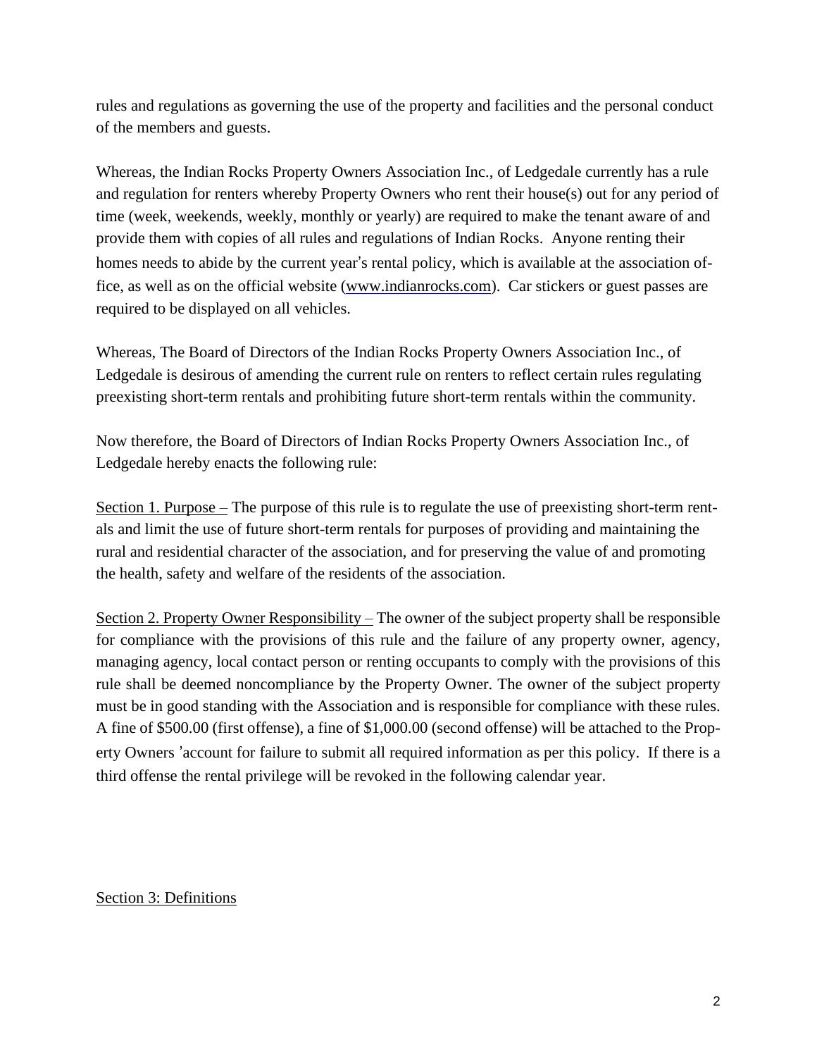rules and regulations as governing the use of the property and facilities and the personal conduct of the members and guests.

Whereas, the Indian Rocks Property Owners Association Inc., of Ledgedale currently has a rule and regulation for renters whereby Property Owners who rent their house(s) out for any period of time (week, weekends, weekly, monthly or yearly) are required to make the tenant aware of and provide them with copies of all rules and regulations of Indian Rocks. Anyone renting their homes needs to abide by the current year's rental policy, which is available at the association office, as well as on the official website (www.indianrocks.com). Car stickers or guest passes are required to be displayed on all vehicles.

Whereas, The Board of Directors of the Indian Rocks Property Owners Association Inc., of Ledgedale is desirous of amending the current rule on renters to reflect certain rules regulating preexisting short-term rentals and prohibiting future short-term rentals within the community.

Now therefore, the Board of Directors of Indian Rocks Property Owners Association Inc., of Ledgedale hereby enacts the following rule:

Section 1. Purpose – The purpose of this rule is to regulate the use of preexisting short-term rentals and limit the use of future short-term rentals for purposes of providing and maintaining the rural and residential character of the association, and for preserving the value of and promoting the health, safety and welfare of the residents of the association.

Section 2. Property Owner Responsibility – The owner of the subject property shall be responsible for compliance with the provisions of this rule and the failure of any property owner, agency, managing agency, local contact person or renting occupants to comply with the provisions of this rule shall be deemed noncompliance by the Property Owner. The owner of the subject property must be in good standing with the Association and is responsible for compliance with these rules. A fine of $500.00 (first offense), a fine of $1,000.00 (second offense) will be attached to the Property Owners 'account for failure to submit all required information as per this policy. If there is a third offense the rental privilege will be revoked in the following calendar year.

Section 3: Definitions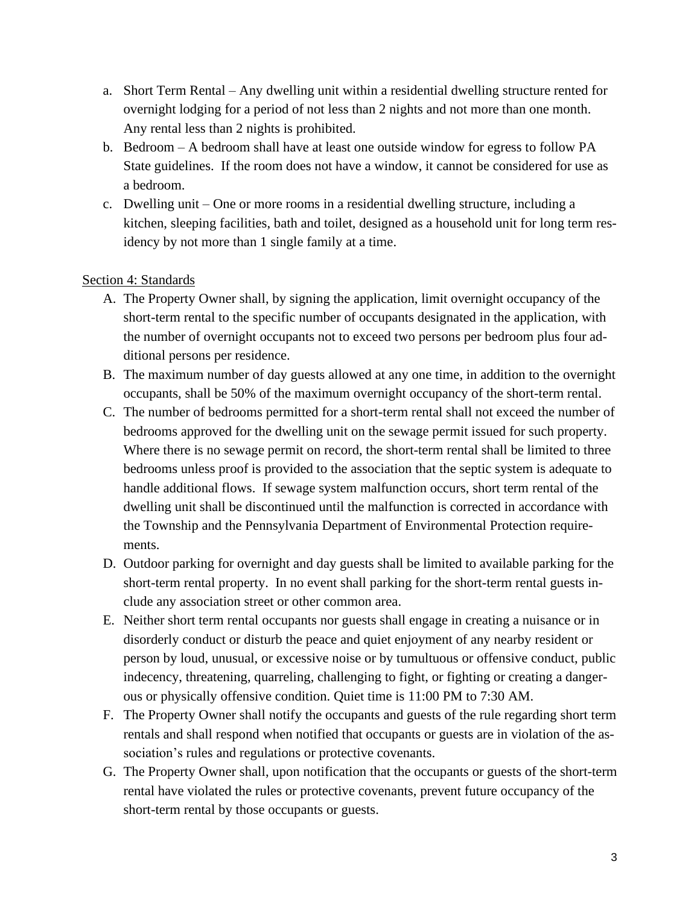a. Short Term Rental – Any dwelling unit within a residential dwelling structure rented for overnight lodging for a period of not less than 2 nights and not more than one month. Any rental less than 2 nights is prohibited.
b. Bedroom – A bedroom shall have at least one outside window for egress to follow PA State guidelines. If the room does not have a window, it cannot be considered for use as a bedroom.
c. Dwelling unit – One or more rooms in a residential dwelling structure, including a kitchen, sleeping facilities, bath and toilet, designed as a household unit for long term residency by not more than 1 single family at a time.

Section 4: Standards

A. The Property Owner shall, by signing the application, limit overnight occupancy of the short-term rental to the specific number of occupants designated in the application, with the number of overnight occupants not to exceed two persons per bedroom plus four additional persons per residence.
B. The maximum number of day guests allowed at any one time, in addition to the overnight occupants, shall be 50% of the maximum overnight occupancy of the short-term rental.
C. The number of bedrooms permitted for a short-term rental shall not exceed the number of bedrooms approved for the dwelling unit on the sewage permit issued for such property. Where there is no sewage permit on record, the short-term rental shall be limited to three bedrooms unless proof is provided to the association that the septic system is adequate to handle additional flows. If sewage system malfunction occurs, short term rental of the dwelling unit shall be discontinued until the malfunction is corrected in accordance with the Township and the Pennsylvania Department of Environmental Protection requirements.
D. Outdoor parking for overnight and day guests shall be limited to available parking for the short-term rental property. In no event shall parking for the short-term rental guests include any association street or other common area.
E. Neither short term rental occupants nor guests shall engage in creating a nuisance or in disorderly conduct or disturb the peace and quiet enjoyment of any nearby resident or person by loud, unusual, or excessive noise or by tumultuous or offensive conduct, public indecency, threatening, quarreling, challenging to fight, or fighting or creating a dangerous or physically offensive condition. Quiet time is 11:00 PM to 7:30 AM.
F. The Property Owner shall notify the occupants and guests of the rule regarding short term rentals and shall respond when notified that occupants or guests are in violation of the association's rules and regulations or protective covenants.
G. The Property Owner shall, upon notification that the occupants or guests of the short-term rental have violated the rules or protective covenants, prevent future occupancy of the short-term rental by those occupants or guests.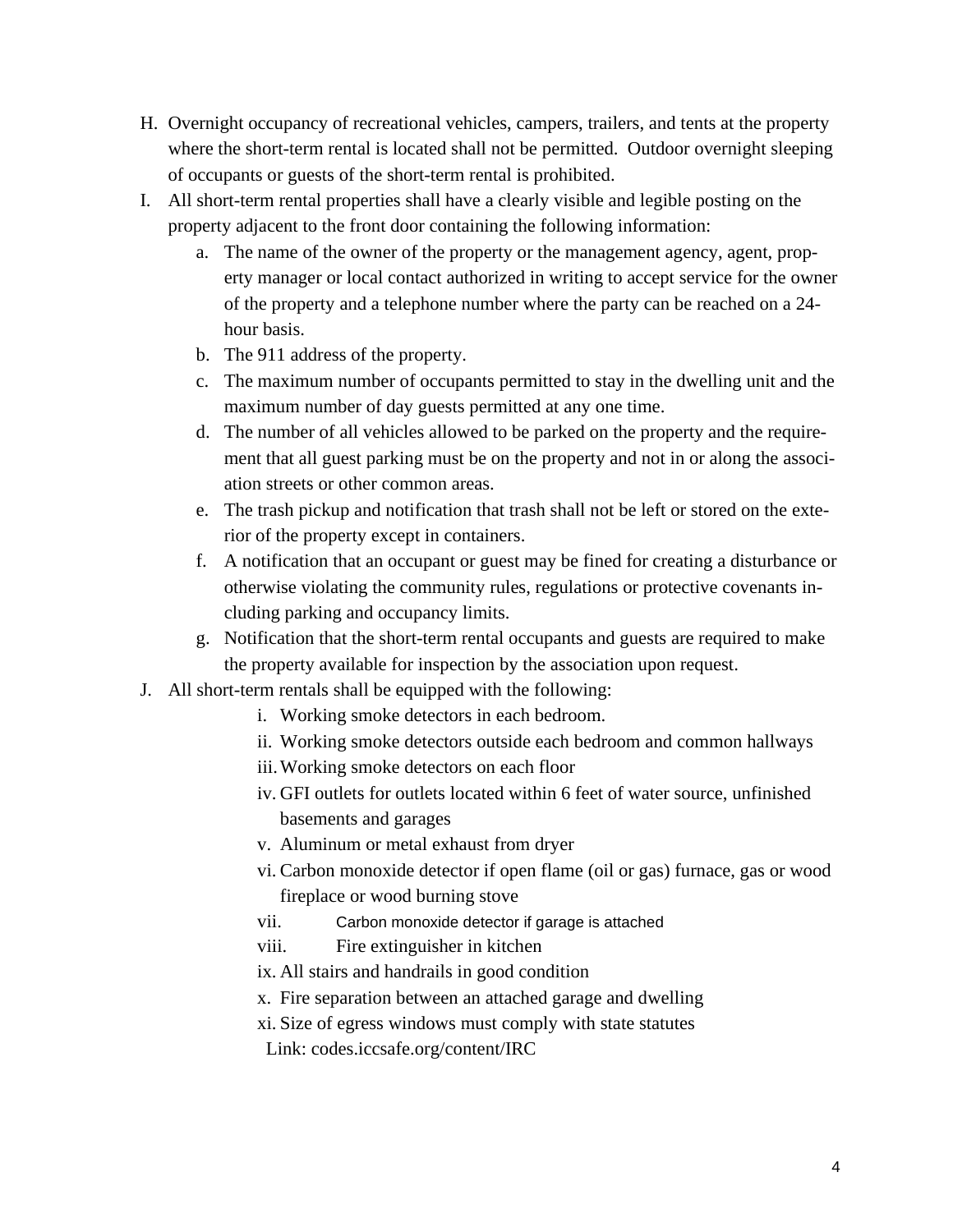H. Overnight occupancy of recreational vehicles, campers, trailers, and tents at the property where the short-term rental is located shall not be permitted. Outdoor overnight sleeping of occupants or guests of the short-term rental is prohibited.

I. All short-term rental properties shall have a clearly visible and legible posting on the property adjacent to the front door containing the following information:

   a. The name of the owner of the property or the management agency, agent, property manager or local contact authorized in writing to accept service for the owner of the property and a telephone number where the party can be reached on a 24-hour basis.

   b. The 911 address of the property.

   c. The maximum number of occupants permitted to stay in the dwelling unit and the maximum number of day guests permitted at any one time.

   d. The number of all vehicles allowed to be parked on the property and the requirement that all guest parking must be on the property and not in or along the association streets or other common areas.

   e. The trash pickup and notification that trash shall not be left or stored on the exterior of the property except in containers.

   f. A notification that an occupant or guest may be fined for creating a disturbance or otherwise violating the community rules, regulations or protective covenants including parking and occupancy limits.

   g. Notification that the short-term rental occupants and guests are required to make the property available for inspection by the association upon request.

J. All short-term rentals shall be equipped with the following:

   i. Working smoke detectors in each bedroom.

   ii. Working smoke detectors outside each bedroom and common hallways

   iii. Working smoke detectors on each floor

   iv. GFI outlets for outlets located within 6 feet of water source, unfinished basements and garages

   v. Aluminum or metal exhaust from dryer

   vi. Carbon monoxide detector if open flame (oil or gas) furnace, gas or wood fireplace or wood burning stove

   vii. Carbon monoxide detector if garage is attached

   viii. Fire extinguisher in kitchen

   ix. All stairs and handrails in good condition

   x. Fire separation between an attached garage and dwelling

   xi. Size of egress windows must comply with state statutes

   Link: codes.iccsafe.org/content/IRC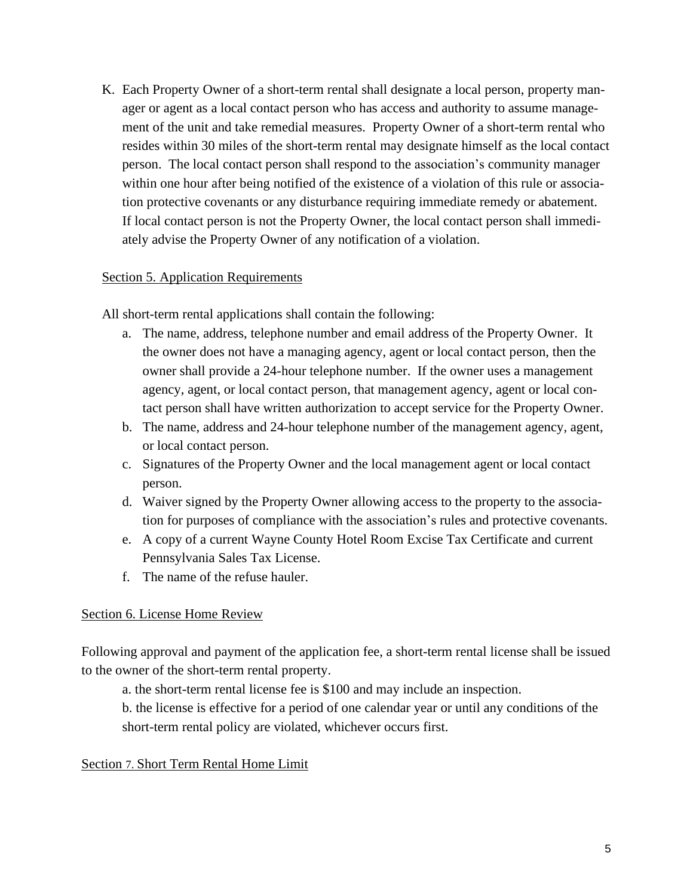K. Each Property Owner of a short-term rental shall designate a local person, property manager or agent as a local contact person who has access and authority to assume management of the unit and take remedial measures. Property Owner of a short-term rental who resides within 30 miles of the short-term rental may designate himself as the local contact person. The local contact person shall respond to the association's community manager within one hour after being notified of the existence of a violation of this rule or association protective covenants or any disturbance requiring immediate remedy or abatement. If local contact person is not the Property Owner, the local contact person shall immediately advise the Property Owner of any notification of a violation.

<u>Section 5. Application Requirements</u>

All short-term rental applications shall contain the following:

a. The name, address, telephone number and email address of the Property Owner. It the owner does not have a managing agency, agent or local contact person, then the owner shall provide a 24-hour telephone number. If the owner uses a management agency, agent, or local contact person, that management agency, agent or local contact person shall have written authorization to accept service for the Property Owner.
b. The name, address and 24-hour telephone number of the management agency, agent, or local contact person.
c. Signatures of the Property Owner and the local management agent or local contact person.
d. Waiver signed by the Property Owner allowing access to the property to the association for purposes of compliance with the association's rules and protective covenants.
e. A copy of a current Wayne County Hotel Room Excise Tax Certificate and current Pennsylvania Sales Tax License.
f. The name of the refuse hauler.

<u>Section 6. License Home Review</u>

Following approval and payment of the application fee, a short-term rental license shall be issued to the owner of the short-term rental property.

a. the short-term rental license fee is $100 and may include an inspection.

b. the license is effective for a period of one calendar year or until any conditions of the short-term rental policy are violated, whichever occurs first.

<u>Section 7. Short Term Rental Home Limit</u>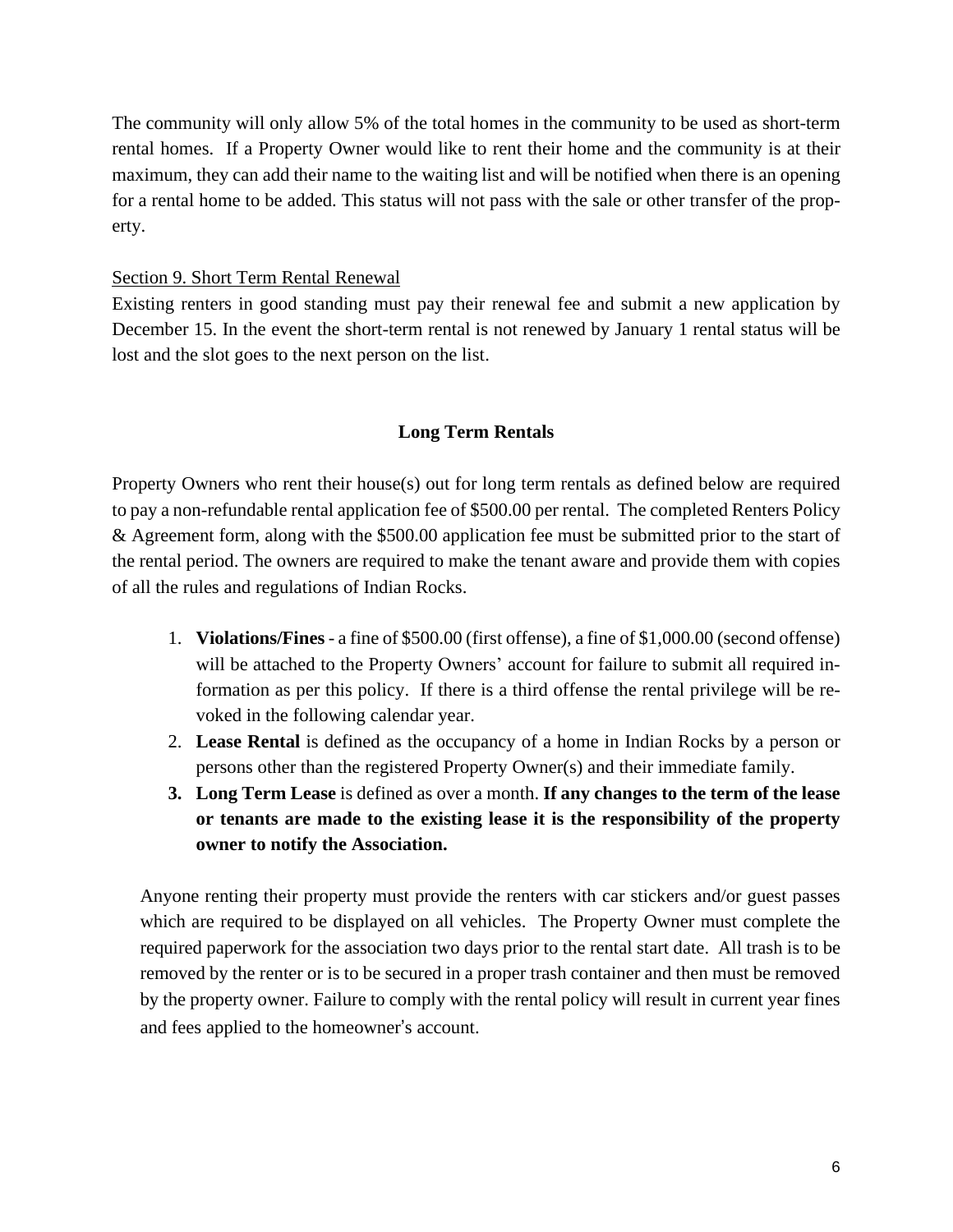The community will only allow 5% of the total homes in the community to be used as short-term rental homes. If a Property Owner would like to rent their home and the community is at their maximum, they can add their name to the waiting list and will be notified when there is an opening for a rental home to be added. This status will not pass with the sale or other transfer of the property.

Section 9. Short Term Rental Renewal

Existing renters in good standing must pay their renewal fee and submit a new application by December 15. In the event the short-term rental is not renewed by January 1 rental status will be lost and the slot goes to the next person on the list.

## Long Term Rentals

Property Owners who rent their house(s) out for long term rentals as defined below are required to pay a non-refundable rental application fee of $500.00 per rental. The completed Renters Policy & Agreement form, along with the $500.00 application fee must be submitted prior to the start of the rental period. The owners are required to make the tenant aware and provide them with copies of all the rules and regulations of Indian Rocks.

1. **Violations/Fines** - a fine of $500.00 (first offense), a fine of $1,000.00 (second offense) will be attached to the Property Owners' account for failure to submit all required information as per this policy. If there is a third offense the rental privilege will be revoked in the following calendar year.
2. **Lease Rental** is defined as the occupancy of a home in Indian Rocks by a person or persons other than the registered Property Owner(s) and their immediate family.
3. **Long Term Lease** is defined as over a month. **If any changes to the term of the lease or tenants are made to the existing lease it is the responsibility of the property owner to notify the Association.**

Anyone renting their property must provide the renters with car stickers and/or guest passes which are required to be displayed on all vehicles. The Property Owner must complete the required paperwork for the association two days prior to the rental start date. All trash is to be removed by the renter or is to be secured in a proper trash container and then must be removed by the property owner. Failure to comply with the rental policy will result in current year fines and fees applied to the homeowner's account.